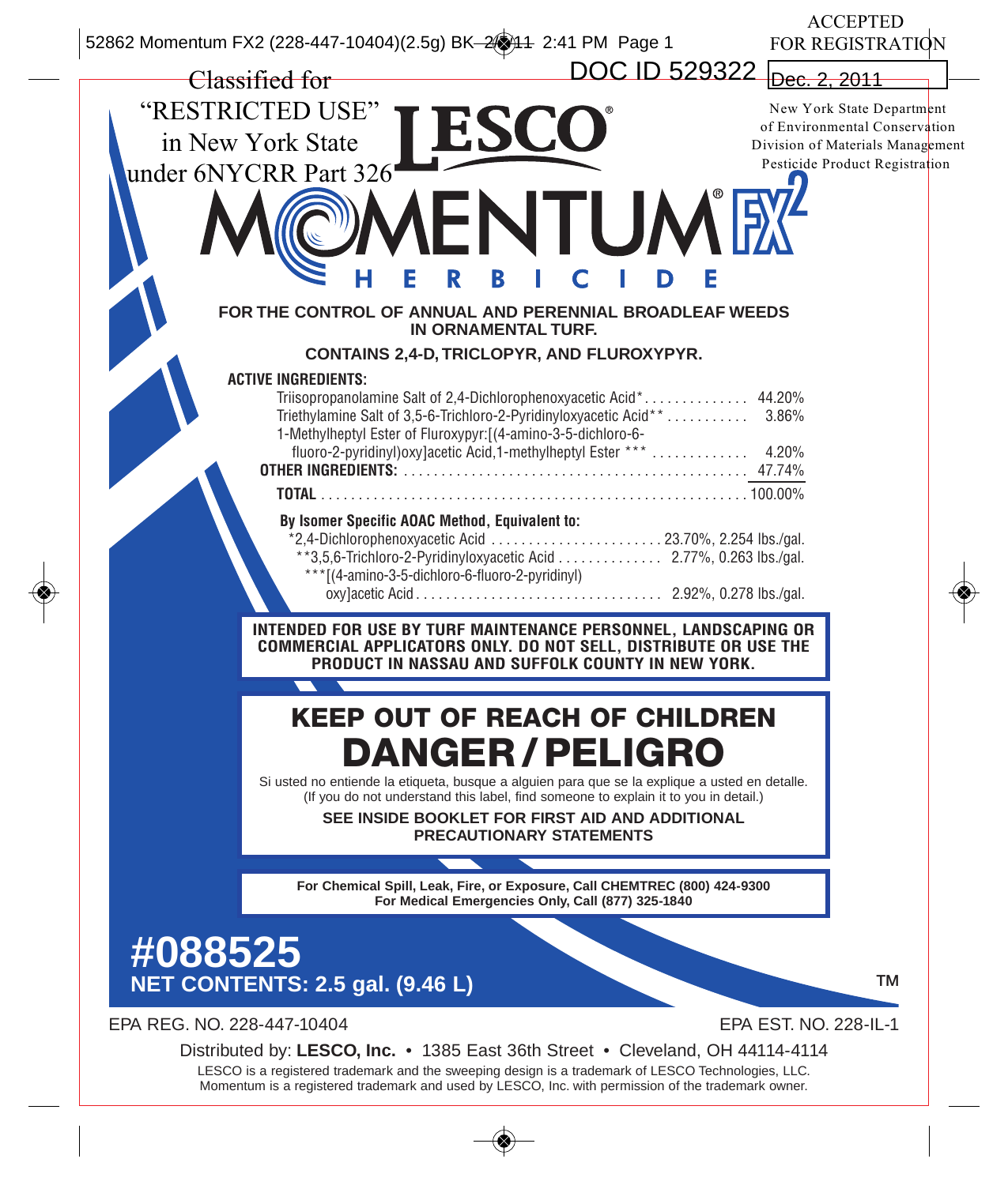ACCEPTED FOR REGISTRATION

DOC ID 529322

Dec. 2, 2011

New York State Department of Environmental Conservation
Division of Materials Management
Pesticide Product Registration

Classified for "RESTRICTED USE" in New York State under 6NYCRR Part 326

# LESCO®

# MOMENTUM® FX²

## HERBICIDE

**FOR THE CONTROL OF ANNUAL AND PERENNIAL BROADLEAF WEEDS IN ORNAMENTAL TURF.**

**CONTAINS 2,4-D, TRICLOPYR, AND FLUROXYPYR.**

**ACTIVE INGREDIENTS:**

| | |
|---|---|
| Triisopropanolamine Salt of 2,4-Dichlorophenoxyacetic Acid* | 44.20% |
| Triethylamine Salt of 3,5-6-Trichloro-2-Pyridinyloxyacetic Acid** | 3.86% |
| 1-Methylheptyl Ester of Fluroxypyr:[(4-amino-3-5-dichloro-6-fluoro-2-pyridinyl)oxy]acetic Acid,1-methylheptyl Ester *** | 4.20% |
| **OTHER INGREDIENTS:** | 47.74% |
| **TOTAL** | 100.00% |

**By Isomer Specific AOAC Method, Equivalent to:**

| | |
|---|---|
| *2,4-Dichlorophenoxyacetic Acid | 23.70%, 2.254 lbs./gal. |
| **3,5,6-Trichloro-2-Pyridinyloxyacetic Acid | 2.77%, 0.263 lbs./gal. |
| ***[(4-amino-3-5-dichloro-6-fluoro-2-pyridinyl)oxy]acetic Acid | 2.92%, 0.278 lbs./gal. |

**INTENDED FOR USE BY TURF MAINTENANCE PERSONNEL, LANDSCAPING OR COMMERCIAL APPLICATORS ONLY. DO NOT SELL, DISTRIBUTE OR USE THE PRODUCT IN NASSAU AND SUFFOLK COUNTY IN NEW YORK.**

## KEEP OUT OF REACH OF CHILDREN

# DANGER / PELIGRO

Si usted no entiende la etiqueta, busque a alguien para que se la explique a usted en detalle.
(If you do not understand this label, find someone to explain it to you in detail.)

**SEE INSIDE BOOKLET FOR FIRST AID AND ADDITIONAL PRECAUTIONARY STATEMENTS**

**For Chemical Spill, Leak, Fire, or Exposure, Call CHEMTREC (800) 424-9300**
**For Medical Emergencies Only, Call (877) 325-1840**

**#088525**
**NET CONTENTS: 2.5 gal. (9.46 L)**

TM

EPA REG. NO. 228-447-10404

EPA EST. NO. 228-IL-1

Distributed by: **LESCO, Inc.** • 1385 East 36th Street • Cleveland, OH 44114-4114

LESCO is a registered trademark and the sweeping design is a trademark of LESCO Technologies, LLC.
Momentum is a registered trademark and used by LESCO, Inc. with permission of the trademark owner.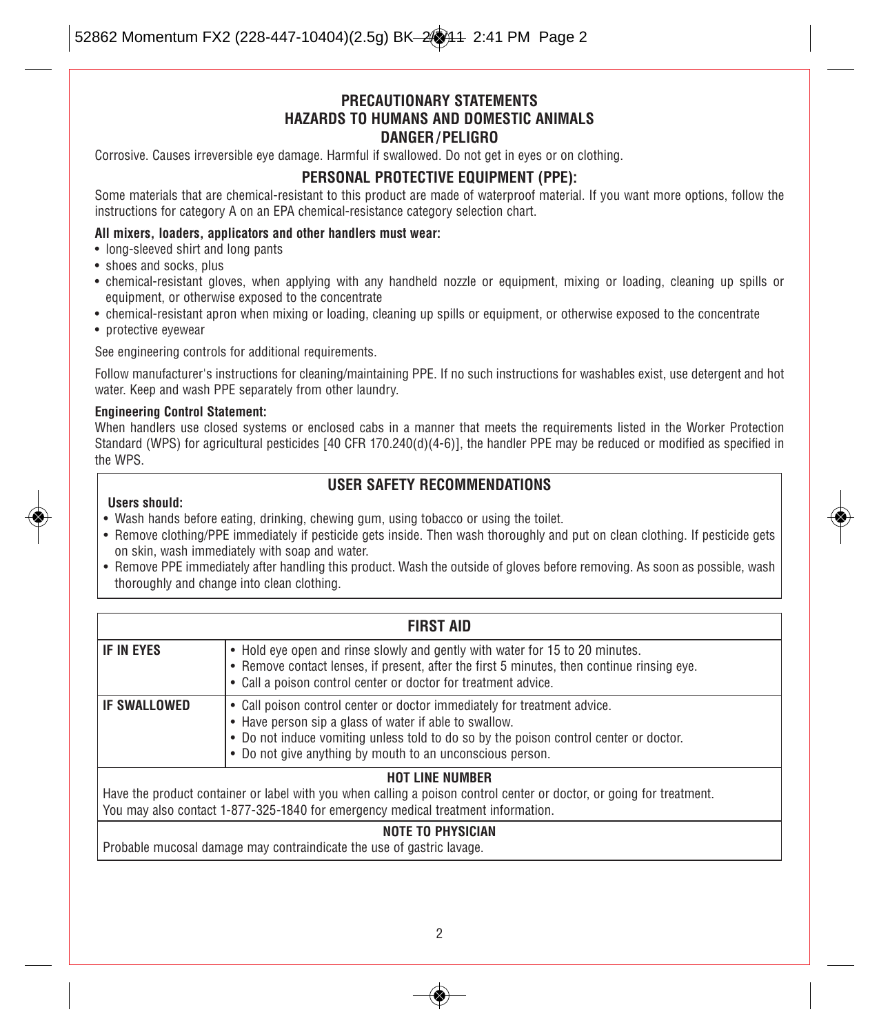## PRECAUTIONARY STATEMENTS
## HAZARDS TO HUMANS AND DOMESTIC ANIMALS
## DANGER/PELIGRO

Corrosive. Causes irreversible eye damage. Harmful if swallowed. Do not get in eyes or on clothing.

### PERSONAL PROTECTIVE EQUIPMENT (PPE):

Some materials that are chemical-resistant to this product are made of waterproof material. If you want more options, follow the instructions for category A on an EPA chemical-resistance category selection chart.

**All mixers, loaders, applicators and other handlers must wear:**

- long-sleeved shirt and long pants
- shoes and socks, plus
- chemical-resistant gloves, when applying with any handheld nozzle or equipment, mixing or loading, cleaning up spills or equipment, or otherwise exposed to the concentrate
- chemical-resistant apron when mixing or loading, cleaning up spills or equipment, or otherwise exposed to the concentrate
- protective eyewear

See engineering controls for additional requirements.

Follow manufacturer's instructions for cleaning/maintaining PPE. If no such instructions for washables exist, use detergent and hot water. Keep and wash PPE separately from other laundry.

**Engineering Control Statement:**

When handlers use closed systems or enclosed cabs in a manner that meets the requirements listed in the Worker Protection Standard (WPS) for agricultural pesticides [40 CFR 170.240(d)(4-6)], the handler PPE may be reduced or modified as specified in the WPS.

### USER SAFETY RECOMMENDATIONS

**Users should:**

- Wash hands before eating, drinking, chewing gum, using tobacco or using the toilet.
- Remove clothing/PPE immediately if pesticide gets inside. Then wash thoroughly and put on clean clothing. If pesticide gets on skin, wash immediately with soap and water.
- Remove PPE immediately after handling this product. Wash the outside of gloves before removing. As soon as possible, wash thoroughly and change into clean clothing.

### FIRST AID

| | |
|---|---|
| **IF IN EYES** | • Hold eye open and rinse slowly and gently with water for 15 to 20 minutes.<br>• Remove contact lenses, if present, after the first 5 minutes, then continue rinsing eye.<br>• Call a poison control center or doctor for treatment advice. |
| **IF SWALLOWED** | • Call poison control center or doctor immediately for treatment advice.<br>• Have person sip a glass of water if able to swallow.<br>• Do not induce vomiting unless told to do so by the poison control center or doctor.<br>• Do not give anything by mouth to an unconscious person. |

**HOT LINE NUMBER**

Have the product container or label with you when calling a poison control center or doctor, or going for treatment. You may also contact 1-877-325-1840 for emergency medical treatment information.

**NOTE TO PHYSICIAN**

Probable mucosal damage may contraindicate the use of gastric lavage.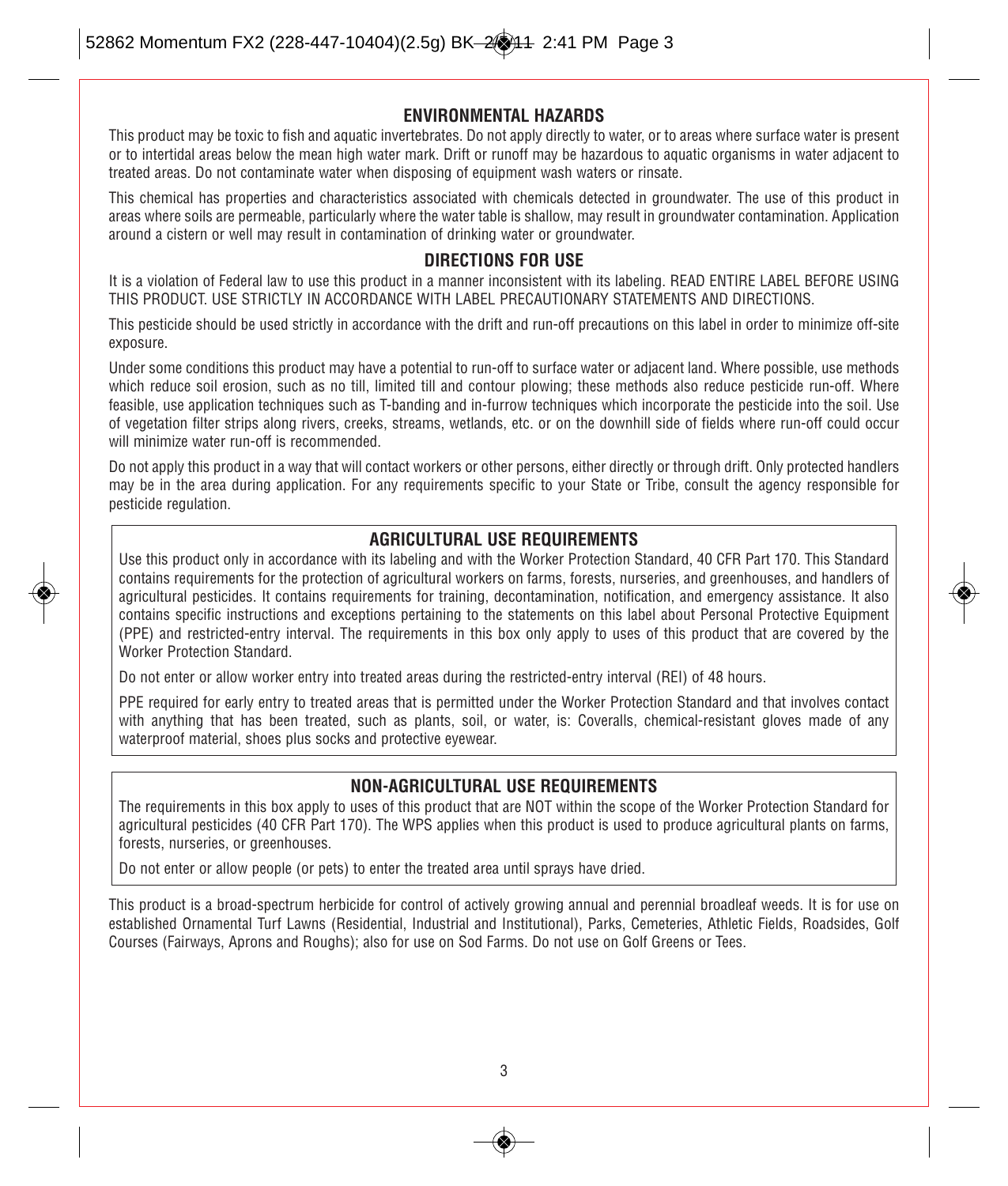## ENVIRONMENTAL HAZARDS

This product may be toxic to fish and aquatic invertebrates. Do not apply directly to water, or to areas where surface water is present or to intertidal areas below the mean high water mark. Drift or runoff may be hazardous to aquatic organisms in water adjacent to treated areas. Do not contaminate water when disposing of equipment wash waters or rinsate.

This chemical has properties and characteristics associated with chemicals detected in groundwater. The use of this product in areas where soils are permeable, particularly where the water table is shallow, may result in groundwater contamination. Application around a cistern or well may result in contamination of drinking water or groundwater.

## DIRECTIONS FOR USE

It is a violation of Federal law to use this product in a manner inconsistent with its labeling. READ ENTIRE LABEL BEFORE USING THIS PRODUCT. USE STRICTLY IN ACCORDANCE WITH LABEL PRECAUTIONARY STATEMENTS AND DIRECTIONS.

This pesticide should be used strictly in accordance with the drift and run-off precautions on this label in order to minimize off-site exposure.

Under some conditions this product may have a potential to run-off to surface water or adjacent land. Where possible, use methods which reduce soil erosion, such as no till, limited till and contour plowing; these methods also reduce pesticide run-off. Where feasible, use application techniques such as T-banding and in-furrow techniques which incorporate the pesticide into the soil. Use of vegetation filter strips along rivers, creeks, streams, wetlands, etc. or on the downhill side of fields where run-off could occur will minimize water run-off is recommended.

Do not apply this product in a way that will contact workers or other persons, either directly or through drift. Only protected handlers may be in the area during application. For any requirements specific to your State or Tribe, consult the agency responsible for pesticide regulation.

### AGRICULTURAL USE REQUIREMENTS

Use this product only in accordance with its labeling and with the Worker Protection Standard, 40 CFR Part 170. This Standard contains requirements for the protection of agricultural workers on farms, forests, nurseries, and greenhouses, and handlers of agricultural pesticides. It contains requirements for training, decontamination, notification, and emergency assistance. It also contains specific instructions and exceptions pertaining to the statements on this label about Personal Protective Equipment (PPE) and restricted-entry interval. The requirements in this box only apply to uses of this product that are covered by the Worker Protection Standard.

Do not enter or allow worker entry into treated areas during the restricted-entry interval (REI) of 48 hours.

PPE required for early entry to treated areas that is permitted under the Worker Protection Standard and that involves contact with anything that has been treated, such as plants, soil, or water, is: Coveralls, chemical-resistant gloves made of any waterproof material, shoes plus socks and protective eyewear.

### NON-AGRICULTURAL USE REQUIREMENTS

The requirements in this box apply to uses of this product that are NOT within the scope of the Worker Protection Standard for agricultural pesticides (40 CFR Part 170). The WPS applies when this product is used to produce agricultural plants on farms, forests, nurseries, or greenhouses.

Do not enter or allow people (or pets) to enter the treated area until sprays have dried.

This product is a broad-spectrum herbicide for control of actively growing annual and perennial broadleaf weeds. It is for use on established Ornamental Turf Lawns (Residential, Industrial and Institutional), Parks, Cemeteries, Athletic Fields, Roadsides, Golf Courses (Fairways, Aprons and Roughs); also for use on Sod Farms. Do not use on Golf Greens or Tees.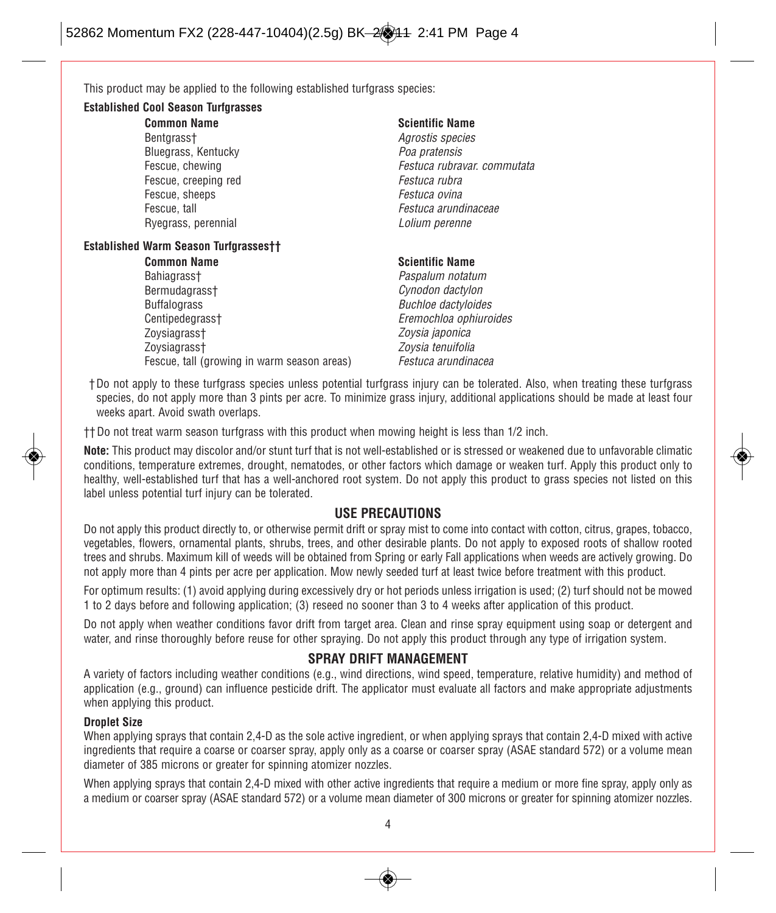This product may be applied to the following established turfgrass species:

**Established Cool Season Turfgrasses**

| Common Name | Scientific Name |
|---|---|
| Bentgrass† | *Agrostis species* |
| Bluegrass, Kentucky | *Poa pratensis* |
| Fescue, chewing | *Festuca rubravar. commutata* |
| Fescue, creeping red | *Festuca rubra* |
| Fescue, sheeps | *Festuca ovina* |
| Fescue, tall | *Festuca arundinaceae* |
| Ryegrass, perennial | *Lolium perenne* |

**Established Warm Season Turfgrasses††**

| Common Name | Scientific Name |
|---|---|
| Bahiagrass† | *Paspalum notatum* |
| Bermudagrass† | *Cynodon dactylon* |
| Buffalograss | *Buchloe dactyloides* |
| Centipedegrass† | *Eremochloa ophiuroides* |
| Zoysiagrass† | *Zoysia japonica* |
| Zoysiagrass† | *Zoysia tenuifolia* |
| Fescue, tall (growing in warm season areas) | *Festuca arundinacea* |

† Do not apply to these turfgrass species unless potential turfgrass injury can be tolerated. Also, when treating these turfgrass species, do not apply more than 3 pints per acre. To minimize grass injury, additional applications should be made at least four weeks apart. Avoid swath overlaps.

†† Do not treat warm season turfgrass with this product when mowing height is less than 1/2 inch.

**Note:** This product may discolor and/or stunt turf that is not well-established or is stressed or weakened due to unfavorable climatic conditions, temperature extremes, drought, nematodes, or other factors which damage or weaken turf. Apply this product only to healthy, well-established turf that has a well-anchored root system. Do not apply this product to grass species not listed on this label unless potential turf injury can be tolerated.

## USE PRECAUTIONS

Do not apply this product directly to, or otherwise permit drift or spray mist to come into contact with cotton, citrus, grapes, tobacco, vegetables, flowers, ornamental plants, shrubs, trees, and other desirable plants. Do not apply to exposed roots of shallow rooted trees and shrubs. Maximum kill of weeds will be obtained from Spring or early Fall applications when weeds are actively growing. Do not apply more than 4 pints per acre per application. Mow newly seeded turf at least twice before treatment with this product.

For optimum results: (1) avoid applying during excessively dry or hot periods unless irrigation is used; (2) turf should not be mowed 1 to 2 days before and following application; (3) reseed no sooner than 3 to 4 weeks after application of this product.

Do not apply when weather conditions favor drift from target area. Clean and rinse spray equipment using soap or detergent and water, and rinse thoroughly before reuse for other spraying. Do not apply this product through any type of irrigation system.

## SPRAY DRIFT MANAGEMENT

A variety of factors including weather conditions (e.g., wind directions, wind speed, temperature, relative humidity) and method of application (e.g., ground) can influence pesticide drift. The applicator must evaluate all factors and make appropriate adjustments when applying this product.

### Droplet Size

When applying sprays that contain 2,4-D as the sole active ingredient, or when applying sprays that contain 2,4-D mixed with active ingredients that require a coarse or coarser spray, apply only as a coarse or coarser spray (ASAE standard 572) or a volume mean diameter of 385 microns or greater for spinning atomizer nozzles.

When applying sprays that contain 2,4-D mixed with other active ingredients that require a medium or more fine spray, apply only as a medium or coarser spray (ASAE standard 572) or a volume mean diameter of 300 microns or greater for spinning atomizer nozzles.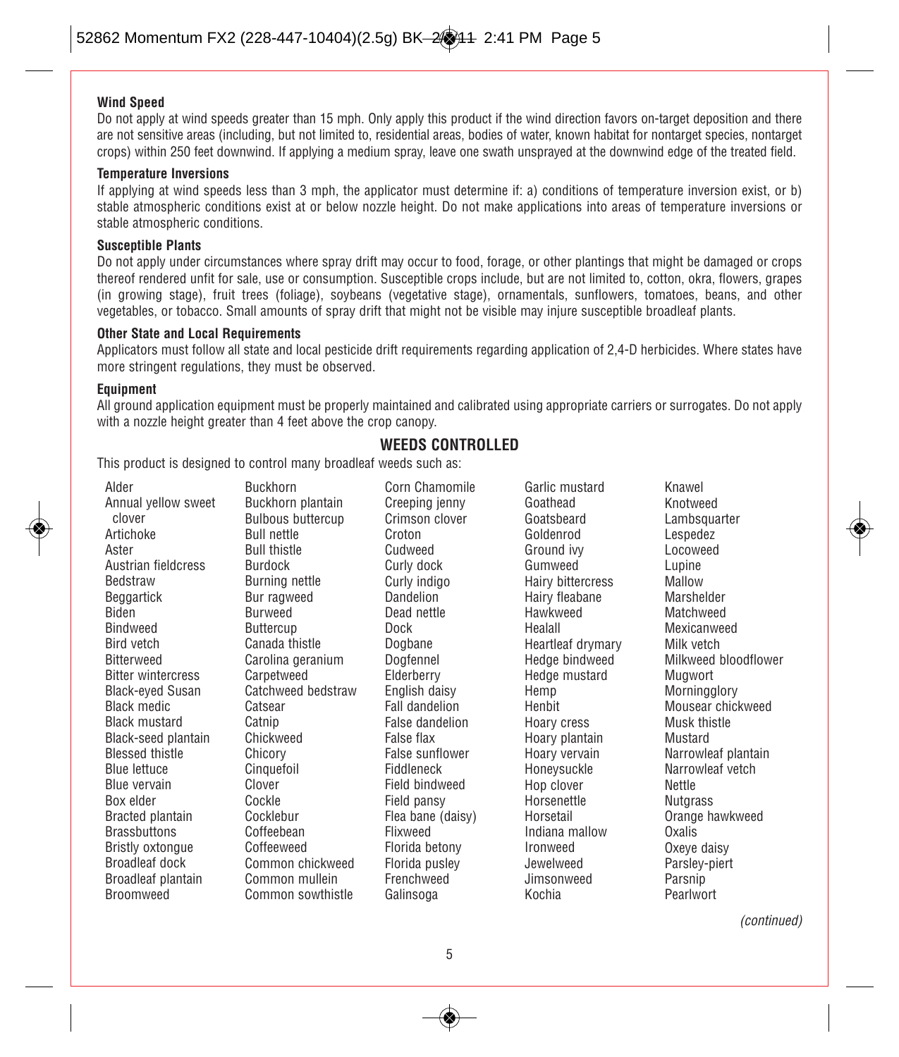#### Wind Speed

Do not apply at wind speeds greater than 15 mph. Only apply this product if the wind direction favors on-target deposition and there are not sensitive areas (including, but not limited to, residential areas, bodies of water, known habitat for nontarget species, nontarget crops) within 250 feet downwind. If applying a medium spray, leave one swath unsprayed at the downwind edge of the treated field.

#### Temperature Inversions

If applying at wind speeds less than 3 mph, the applicator must determine if: a) conditions of temperature inversion exist, or b) stable atmospheric conditions exist at or below nozzle height. Do not make applications into areas of temperature inversions or stable atmospheric conditions.

#### Susceptible Plants

Do not apply under circumstances where spray drift may occur to food, forage, or other plantings that might be damaged or crops thereof rendered unfit for sale, use or consumption. Susceptible crops include, but are not limited to, cotton, okra, flowers, grapes (in growing stage), fruit trees (foliage), soybeans (vegetative stage), ornamentals, sunflowers, tomatoes, beans, and other vegetables, or tobacco. Small amounts of spray drift that might not be visible may injure susceptible broadleaf plants.

#### Other State and Local Requirements

Applicators must follow all state and local pesticide drift requirements regarding application of 2,4-D herbicides. Where states have more stringent regulations, they must be observed.

#### Equipment

All ground application equipment must be properly maintained and calibrated using appropriate carriers or surrogates. Do not apply with a nozzle height greater than 4 feet above the crop canopy.

## WEEDS CONTROLLED

This product is designed to control many broadleaf weeds such as:

Alder
Annual yellow sweet clover
Artichoke
Aster
Austrian fieldcress
Bedstraw
Beggartick
Biden
Bindweed
Bird vetch
Bitterweed
Bitter wintercress
Black-eyed Susan
Black medic
Black mustard
Black-seed plantain
Blessed thistle
Blue lettuce
Blue vervain
Box elder
Bracted plantain
Brassbuttons
Bristly oxtongue
Broadleaf dock
Broadleaf plantain
Broomweed
Buckhorn
Buckhorn plantain
Bulbous buttercup
Bull nettle
Bull thistle
Burdock
Burning nettle
Bur ragweed
Burweed
Buttercup
Canada thistle
Carolina geranium
Carpetweed
Catchweed bedstraw
Catsear
Catnip
Chickweed
Chicory
Cinquefoil
Clover
Cockle
Cocklebur
Coffeebean
Coffeeweed
Common chickweed
Common mullein
Common sowthistle
Corn Chamomile
Creeping jenny
Crimson clover
Croton
Cudweed
Curly dock
Curly indigo
Dandelion
Dead nettle
Dock
Dogbane
Dogfennel
Elderberry
English daisy
Fall dandelion
False dandelion
False flax
False sunflower
Fiddleneck
Field bindweed
Field pansy
Flea bane (daisy)
Flixweed
Florida betony
Florida pusley
Frenchweed
Galinsoga
Garlic mustard
Goathead
Goatsbeard
Goldenrod
Ground ivy
Gumweed
Hairy bittercress
Hairy fleabane
Hawkweed
Healall
Heartleaf drymary
Hedge bindweed
Hedge mustard
Hemp
Henbit
Hoary cress
Hoary plantain
Hoary vervain
Honeysuckle
Hop clover
Horsenettle
Horsetail
Indiana mallow
Ironweed
Jewelweed
Jimsonweed
Kochia
Knawel
Knotweed
Lambsquarter
Lespedez
Locoweed
Lupine
Mallow
Marshelder
Matchweed
Mexicanweed
Milk vetch
Milkweed bloodflower
Mugwort
Morningglory
Mousear chickweed
Musk thistle
Mustard
Narrowleaf plantain
Narrowleaf vetch
Nettle
Nutgrass
Orange hawkweed
Oxalis
Oxeye daisy
Parsley-piert
Parsnip
Pearlwort

*(continued)*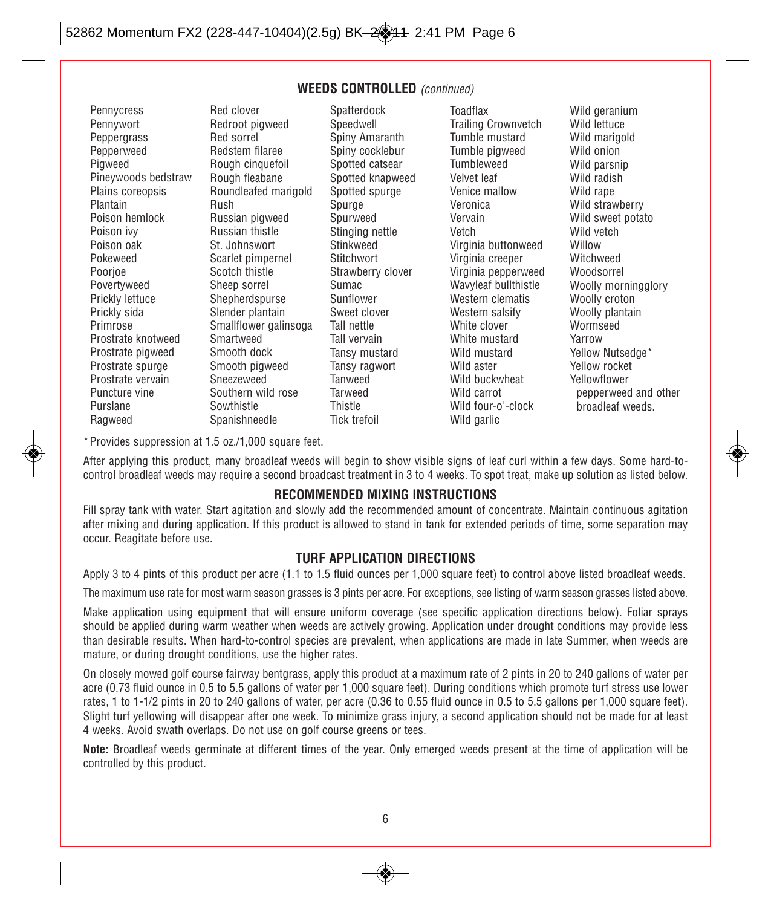## WEEDS CONTROLLED *(continued)*

Pennycress
Pennywort
Peppergrass
Pepperweed
Pigweed
Pineywoods bedstraw
Plains coreopsis
Plantain
Poison hemlock
Poison ivy
Poison oak
Pokeweed
Poorjoe
Povertyweed
Prickly lettuce
Prickly sida
Primrose
Prostrate knotweed
Prostrate pigweed
Prostrate spurge
Prostrate vervain
Puncture vine
Purslane
Ragweed
Red clover
Redroot pigweed
Red sorrel
Redstem filaree
Rough cinquefoil
Rough fleabane
Roundleafed marigold
Rush
Russian pigweed
Russian thistle
St. Johnswort
Scarlet pimpernel
Scotch thistle
Sheep sorrel
Shepherdspurse
Slender plantain
Smallflower galinsoga
Smartweed
Smooth dock
Smooth pigweed
Sneezeweed
Southern wild rose
Sowthistle
Spanishneedle
Spatterdock
Speedwell
Spiny Amaranth
Spiny cocklebur
Spotted catsear
Spotted knapweed
Spotted spurge
Spurge
Spurweed
Stinging nettle
Stinkweed
Stitchwort
Strawberry clover
Sumac
Sunflower
Sweet clover
Tall nettle
Tall vervain
Tansy mustard
Tansy ragwort
Tanweed
Tarweed
Thistle
Tick trefoil
Toadflax
Trailing Crownvetch
Tumble mustard
Tumble pigweed
Tumbleweed
Velvet leaf
Venice mallow
Veronica
Vervain
Vetch
Virginia buttonweed
Virginia creeper
Virginia pepperweed
Wavyleaf bullthistle
Western clematis
Western salsify
White clover
White mustard
Wild mustard
Wild aster
Wild buckwheat
Wild carrot
Wild four-o'-clock
Wild garlic
Wild geranium
Wild lettuce
Wild marigold
Wild onion
Wild parsnip
Wild radish
Wild rape
Wild strawberry
Wild sweet potato
Wild vetch
Willow
Witchweed
Woodsorrel
Woolly morningglory
Woolly croton
Woolly plantain
Wormseed
Yarrow
Yellow Nutsedge*
Yellow rocket
Yellowflower pepperweed and other broadleaf weeds.

*Provides suppression at 1.5 oz./1,000 square feet.

After applying this product, many broadleaf weeds will begin to show visible signs of leaf curl within a few days. Some hard-to-control broadleaf weeds may require a second broadcast treatment in 3 to 4 weeks. To spot treat, make up solution as listed below.

## RECOMMENDED MIXING INSTRUCTIONS

Fill spray tank with water. Start agitation and slowly add the recommended amount of concentrate. Maintain continuous agitation after mixing and during application. If this product is allowed to stand in tank for extended periods of time, some separation may occur. Reagitate before use.

## TURF APPLICATION DIRECTIONS

Apply 3 to 4 pints of this product per acre (1.1 to 1.5 fluid ounces per 1,000 square feet) to control above listed broadleaf weeds.

The maximum use rate for most warm season grasses is 3 pints per acre. For exceptions, see listing of warm season grasses listed above.

Make application using equipment that will ensure uniform coverage (see specific application directions below). Foliar sprays should be applied during warm weather when weeds are actively growing. Application under drought conditions may provide less than desirable results. When hard-to-control species are prevalent, when applications are made in late Summer, when weeds are mature, or during drought conditions, use the higher rates.

On closely mowed golf course fairway bentgrass, apply this product at a maximum rate of 2 pints in 20 to 240 gallons of water per acre (0.73 fluid ounce in 0.5 to 5.5 gallons of water per 1,000 square feet). During conditions which promote turf stress use lower rates, 1 to 1-1/2 pints in 20 to 240 gallons of water, per acre (0.36 to 0.55 fluid ounce in 0.5 to 5.5 gallons per 1,000 square feet). Slight turf yellowing will disappear after one week. To minimize grass injury, a second application should not be made for at least 4 weeks. Avoid swath overlaps. Do not use on golf course greens or tees.

**Note:** Broadleaf weeds germinate at different times of the year. Only emerged weeds present at the time of application will be controlled by this product.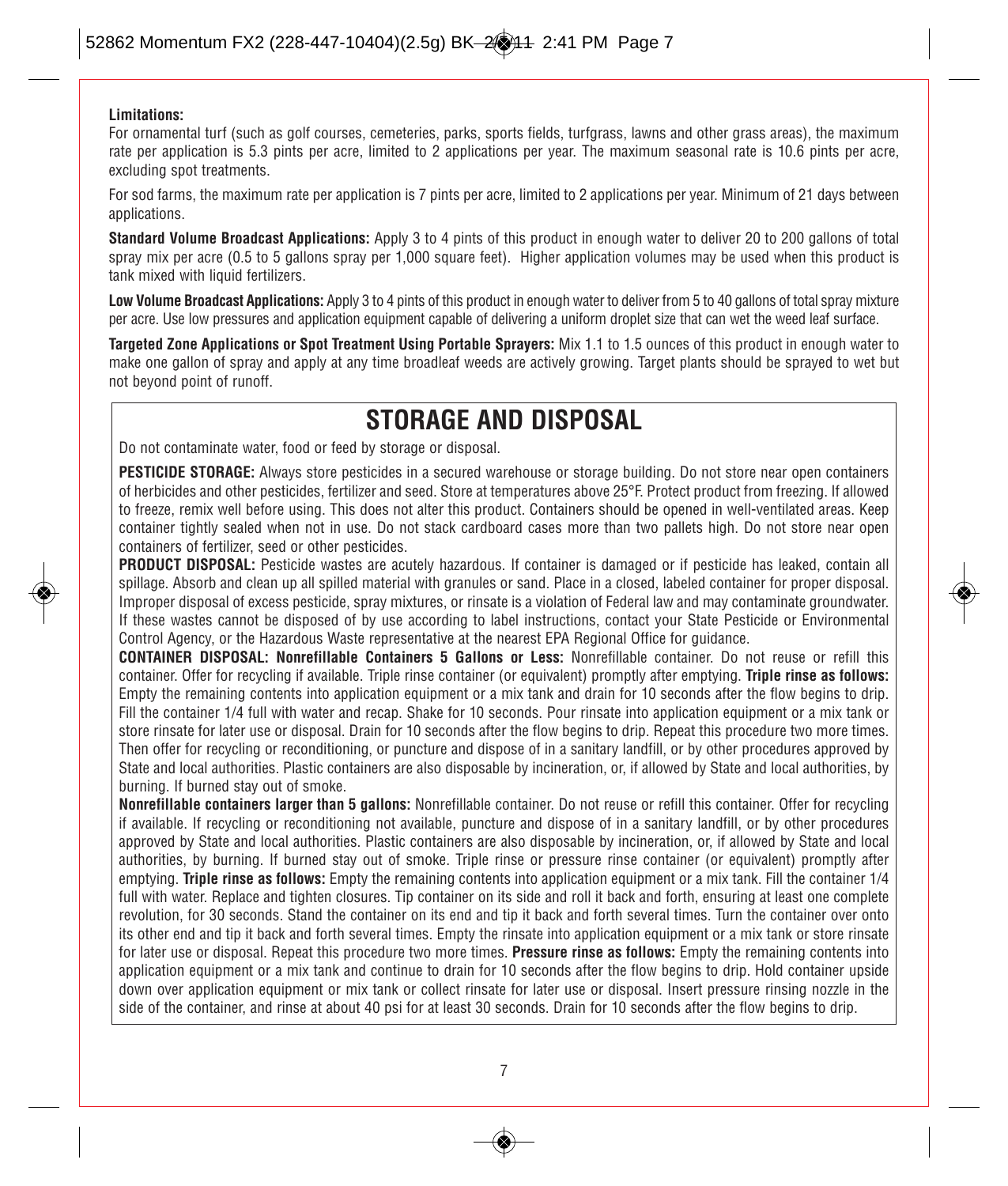**Limitations:**

For ornamental turf (such as golf courses, cemeteries, parks, sports fields, turfgrass, lawns and other grass areas), the maximum rate per application is 5.3 pints per acre, limited to 2 applications per year. The maximum seasonal rate is 10.6 pints per acre, excluding spot treatments.

For sod farms, the maximum rate per application is 7 pints per acre, limited to 2 applications per year. Minimum of 21 days between applications.

**Standard Volume Broadcast Applications:** Apply 3 to 4 pints of this product in enough water to deliver 20 to 200 gallons of total spray mix per acre (0.5 to 5 gallons spray per 1,000 square feet). Higher application volumes may be used when this product is tank mixed with liquid fertilizers.

**Low Volume Broadcast Applications:** Apply 3 to 4 pints of this product in enough water to deliver from 5 to 40 gallons of total spray mixture per acre. Use low pressures and application equipment capable of delivering a uniform droplet size that can wet the weed leaf surface.

**Targeted Zone Applications or Spot Treatment Using Portable Sprayers:** Mix 1.1 to 1.5 ounces of this product in enough water to make one gallon of spray and apply at any time broadleaf weeds are actively growing. Target plants should be sprayed to wet but not beyond point of runoff.

# STORAGE AND DISPOSAL

Do not contaminate water, food or feed by storage or disposal.

**PESTICIDE STORAGE:** Always store pesticides in a secured warehouse or storage building. Do not store near open containers of herbicides and other pesticides, fertilizer and seed. Store at temperatures above 25°F. Protect product from freezing. If allowed to freeze, remix well before using. This does not alter this product. Containers should be opened in well-ventilated areas. Keep container tightly sealed when not in use. Do not stack cardboard cases more than two pallets high. Do not store near open containers of fertilizer, seed or other pesticides.

**PRODUCT DISPOSAL:** Pesticide wastes are acutely hazardous. If container is damaged or if pesticide has leaked, contain all spillage. Absorb and clean up all spilled material with granules or sand. Place in a closed, labeled container for proper disposal. Improper disposal of excess pesticide, spray mixtures, or rinsate is a violation of Federal law and may contaminate groundwater. If these wastes cannot be disposed of by use according to label instructions, contact your State Pesticide or Environmental Control Agency, or the Hazardous Waste representative at the nearest EPA Regional Office for guidance.

**CONTAINER DISPOSAL: Nonrefillable Containers 5 Gallons or Less:** Nonrefillable container. Do not reuse or refill this container. Offer for recycling if available. Triple rinse container (or equivalent) promptly after emptying. **Triple rinse as follows:** Empty the remaining contents into application equipment or a mix tank and drain for 10 seconds after the flow begins to drip. Fill the container 1/4 full with water and recap. Shake for 10 seconds. Pour rinsate into application equipment or a mix tank or store rinsate for later use or disposal. Drain for 10 seconds after the flow begins to drip. Repeat this procedure two more times. Then offer for recycling or reconditioning, or puncture and dispose of in a sanitary landfill, or by other procedures approved by State and local authorities. Plastic containers are also disposable by incineration, or, if allowed by State and local authorities, by burning. If burned stay out of smoke.

**Nonrefillable containers larger than 5 gallons:** Nonrefillable container. Do not reuse or refill this container. Offer for recycling if available. If recycling or reconditioning not available, puncture and dispose of in a sanitary landfill, or by other procedures approved by State and local authorities. Plastic containers are also disposable by incineration, or, if allowed by State and local authorities, by burning. If burned stay out of smoke. Triple rinse or pressure rinse container (or equivalent) promptly after emptying. **Triple rinse as follows:** Empty the remaining contents into application equipment or a mix tank. Fill the container 1/4 full with water. Replace and tighten closures. Tip container on its side and roll it back and forth, ensuring at least one complete revolution, for 30 seconds. Stand the container on its end and tip it back and forth several times. Turn the container over onto its other end and tip it back and forth several times. Empty the rinsate into application equipment or a mix tank or store rinsate for later use or disposal. Repeat this procedure two more times. **Pressure rinse as follows:** Empty the remaining contents into application equipment or a mix tank and continue to drain for 10 seconds after the flow begins to drip. Hold container upside down over application equipment or mix tank or collect rinsate for later use or disposal. Insert pressure rinsing nozzle in the side of the container, and rinse at about 40 psi for at least 30 seconds. Drain for 10 seconds after the flow begins to drip.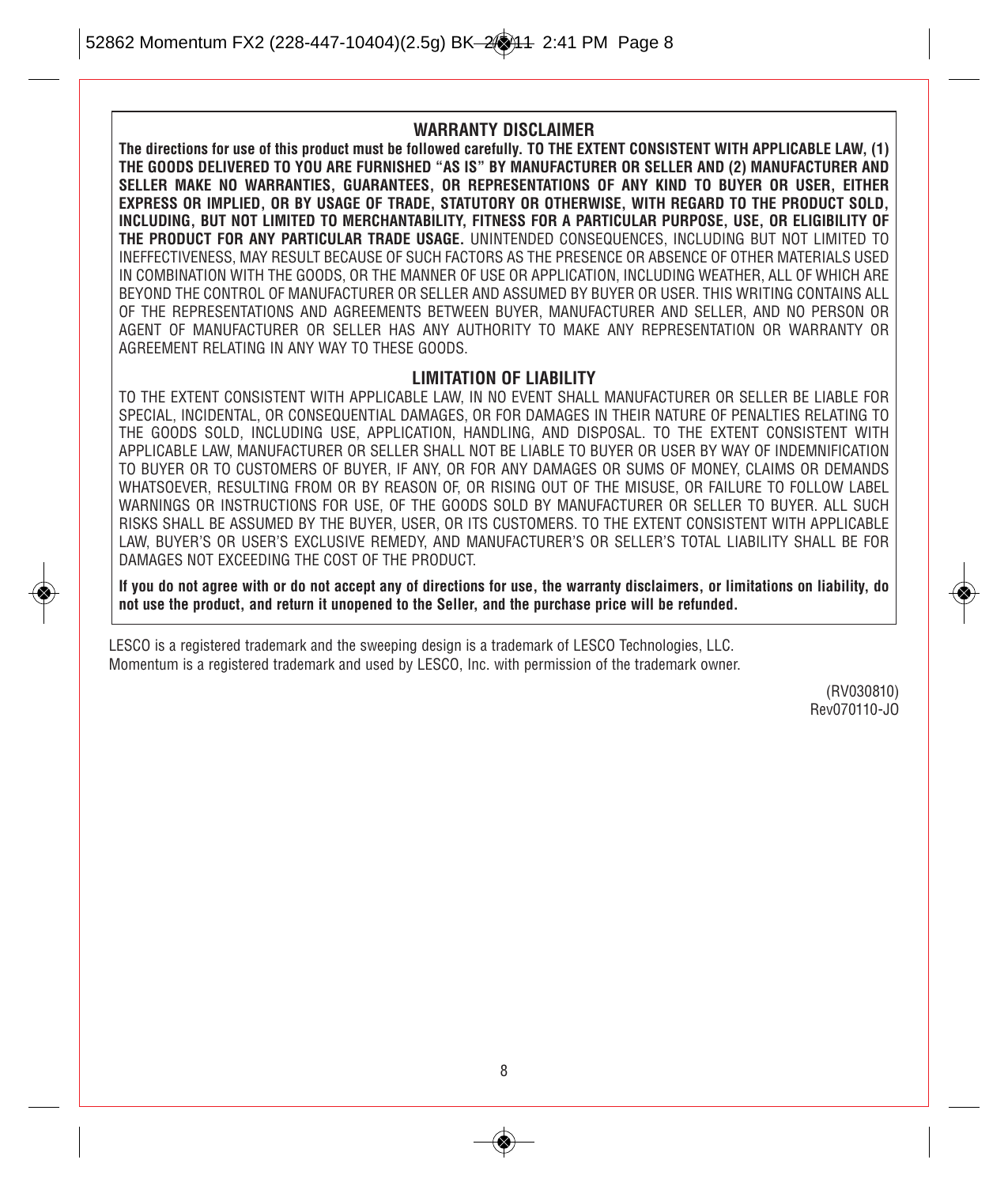## WARRANTY DISCLAIMER

**The directions for use of this product must be followed carefully. TO THE EXTENT CONSISTENT WITH APPLICABLE LAW, (1) THE GOODS DELIVERED TO YOU ARE FURNISHED "AS IS" BY MANUFACTURER OR SELLER AND (2) MANUFACTURER AND SELLER MAKE NO WARRANTIES, GUARANTEES, OR REPRESENTATIONS OF ANY KIND TO BUYER OR USER, EITHER EXPRESS OR IMPLIED, OR BY USAGE OF TRADE, STATUTORY OR OTHERWISE, WITH REGARD TO THE PRODUCT SOLD, INCLUDING, BUT NOT LIMITED TO MERCHANTABILITY, FITNESS FOR A PARTICULAR PURPOSE, USE, OR ELIGIBILITY OF THE PRODUCT FOR ANY PARTICULAR TRADE USAGE.** UNINTENDED CONSEQUENCES, INCLUDING BUT NOT LIMITED TO INEFFECTIVENESS, MAY RESULT BECAUSE OF SUCH FACTORS AS THE PRESENCE OR ABSENCE OF OTHER MATERIALS USED IN COMBINATION WITH THE GOODS, OR THE MANNER OF USE OR APPLICATION, INCLUDING WEATHER, ALL OF WHICH ARE BEYOND THE CONTROL OF MANUFACTURER OR SELLER AND ASSUMED BY BUYER OR USER. THIS WRITING CONTAINS ALL OF THE REPRESENTATIONS AND AGREEMENTS BETWEEN BUYER, MANUFACTURER AND SELLER, AND NO PERSON OR AGENT OF MANUFACTURER OR SELLER HAS ANY AUTHORITY TO MAKE ANY REPRESENTATION OR WARRANTY OR AGREEMENT RELATING IN ANY WAY TO THESE GOODS.

## LIMITATION OF LIABILITY

TO THE EXTENT CONSISTENT WITH APPLICABLE LAW, IN NO EVENT SHALL MANUFACTURER OR SELLER BE LIABLE FOR SPECIAL, INCIDENTAL, OR CONSEQUENTIAL DAMAGES, OR FOR DAMAGES IN THEIR NATURE OF PENALTIES RELATING TO THE GOODS SOLD, INCLUDING USE, APPLICATION, HANDLING, AND DISPOSAL. TO THE EXTENT CONSISTENT WITH APPLICABLE LAW, MANUFACTURER OR SELLER SHALL NOT BE LIABLE TO BUYER OR USER BY WAY OF INDEMNIFICATION TO BUYER OR TO CUSTOMERS OF BUYER, IF ANY, OR FOR ANY DAMAGES OR SUMS OF MONEY, CLAIMS OR DEMANDS WHATSOEVER, RESULTING FROM OR BY REASON OF, OR RISING OUT OF THE MISUSE, OR FAILURE TO FOLLOW LABEL WARNINGS OR INSTRUCTIONS FOR USE, OF THE GOODS SOLD BY MANUFACTURER OR SELLER TO BUYER. ALL SUCH RISKS SHALL BE ASSUMED BY THE BUYER, USER, OR ITS CUSTOMERS. TO THE EXTENT CONSISTENT WITH APPLICABLE LAW, BUYER'S OR USER'S EXCLUSIVE REMEDY, AND MANUFACTURER'S OR SELLER'S TOTAL LIABILITY SHALL BE FOR DAMAGES NOT EXCEEDING THE COST OF THE PRODUCT.

**If you do not agree with or do not accept any of directions for use, the warranty disclaimers, or limitations on liability, do not use the product, and return it unopened to the Seller, and the purchase price will be refunded.**

LESCO is a registered trademark and the sweeping design is a trademark of LESCO Technologies, LLC.
Momentum is a registered trademark and used by LESCO, Inc. with permission of the trademark owner.

(RV030810)
Rev070110-JO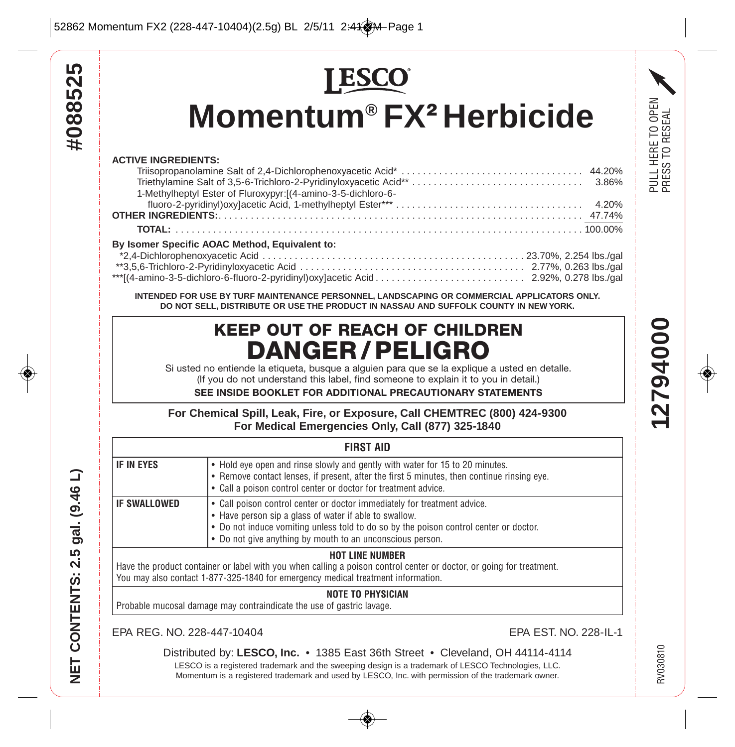#088525

# LESCO

# Momentum® FX² Herbicide

**ACTIVE INGREDIENTS:**

| | |
|---|---|
| Triisopropanolamine Salt of 2,4-Dichlorophenoxyacetic Acid* | 44.20% |
| Triethylamine Salt of 3,5-6-Trichloro-2-Pyridinyloxyacetic Acid** | 3.86% |
| 1-Methylheptyl Ester of Fluroxypyr:[(4-amino-3-5-dichloro-6-fluoro-2-pyridinyl)oxy]acetic Acid, 1-methylheptyl Ester*** | 4.20% |
| **OTHER INGREDIENTS:** | 47.74% |
| **TOTAL:** | 100.00% |

**By Isomer Specific AOAC Method, Equivalent to:**

| | |
|---|---|
| *2,4-Dichlorophenoxyacetic Acid | 23.70%, 2.254 lbs./gal |
| **3,5,6-Trichloro-2-Pyridinyloxyacetic Acid | 2.77%, 0.263 lbs./gal |
| ***[(4-amino-3-5-dichloro-6-fluoro-2-pyridinyl)oxy]acetic Acid | 2.92%, 0.278 lbs./gal |

**INTENDED FOR USE BY TURF MAINTENANCE PERSONNEL, LANDSCAPING OR COMMERCIAL APPLICATORS ONLY.**
**DO NOT SELL, DISTRIBUTE OR USE THE PRODUCT IN NASSAU AND SUFFOLK COUNTY IN NEW YORK.**

## KEEP OUT OF REACH OF CHILDREN

## DANGER / PELIGRO

Si usted no entiende la etiqueta, busque a alguien para que se la explique a usted en detalle.
(If you do not understand this label, find someone to explain it to you in detail.)

**SEE INSIDE BOOKLET FOR ADDITIONAL PRECAUTIONARY STATEMENTS**

**For Chemical Spill, Leak, Fire, or Exposure, Call CHEMTREC (800) 424-9300**
**For Medical Emergencies Only, Call (877) 325-1840**

| FIRST AID | |
|---|---|
| **IF IN EYES** | • Hold eye open and rinse slowly and gently with water for 15 to 20 minutes.<br>• Remove contact lenses, if present, after the first 5 minutes, then continue rinsing eye.<br>• Call a poison control center or doctor for treatment advice. |
| **IF SWALLOWED** | • Call poison control center or doctor immediately for treatment advice.<br>• Have person sip a glass of water if able to swallow.<br>• Do not induce vomiting unless told to do so by the poison control center or doctor.<br>• Do not give anything by mouth to an unconscious person. |

**HOT LINE NUMBER**

Have the product container or label with you when calling a poison control center or doctor, or going for treatment.
You may also contact 1-877-325-1840 for emergency medical treatment information.

**NOTE TO PHYSICIAN**

Probable mucosal damage may contraindicate the use of gastric lavage.

EPA REG. NO. 228-447-10404

EPA EST. NO. 228-IL-1

Distributed by: **LESCO, Inc.** • 1385 East 36th Street • Cleveland, OH 44114-4114

LESCO is a registered trademark and the sweeping design is a trademark of LESCO Technologies, LLC.
Momentum is a registered trademark and used by LESCO, Inc. with permission of the trademark owner.

**NET CONTENTS: 2.5 gal. (9.46 L)**

PULL HERE TO OPEN
PRESS TO RESEAL

12794000

RV030810